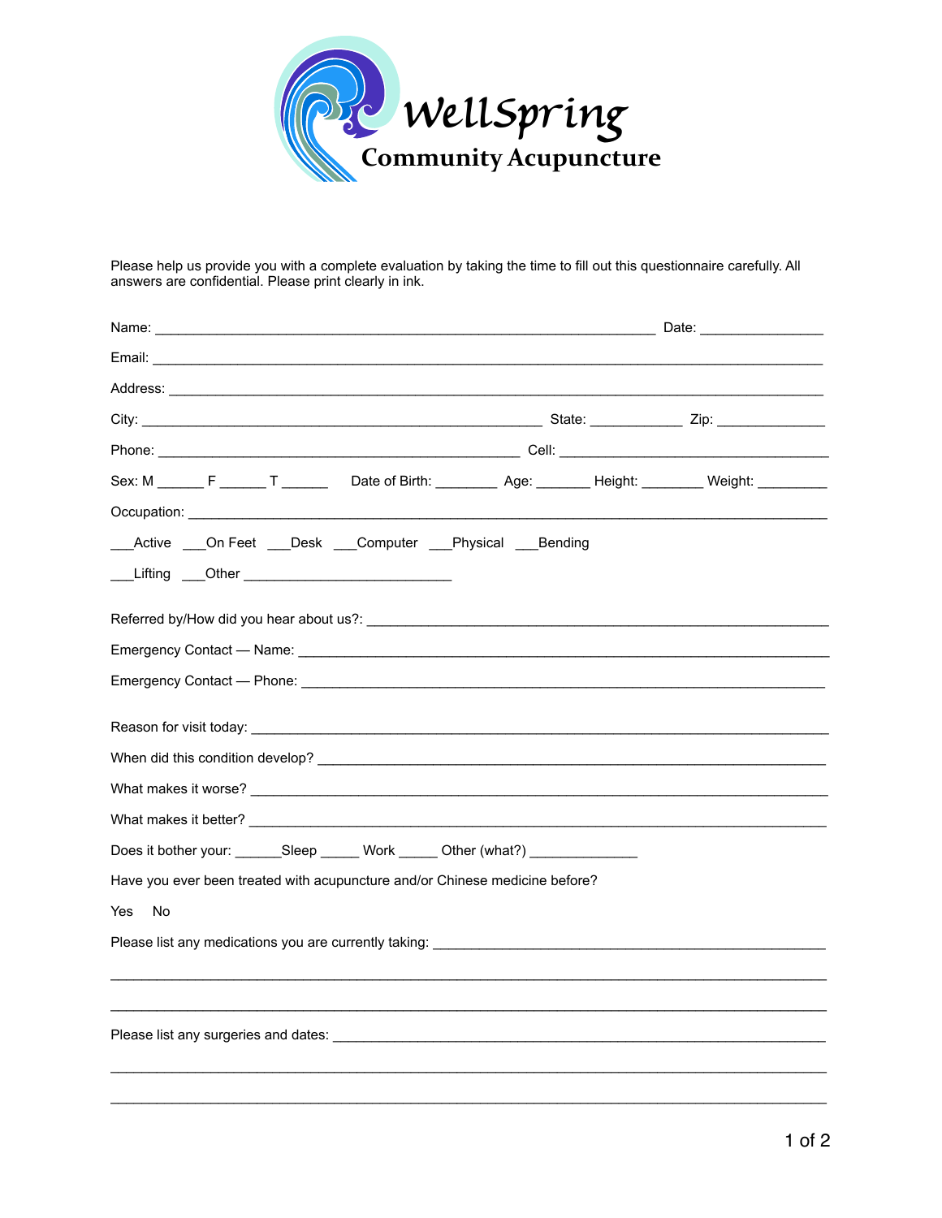# WellSpring

## Community Acupuncture

Please help us provide you with a complete evaluation by taking the time to fill out this questionnaire carefully. All answers are confidential. Please print clearly in ink.

Name: ________________________________________________________________ Date: ________________

Email: ______________________________________________________________________________________

Address: ____________________________________________________________________________________

City: ___________________________________________________ State: ____________ Zip: ______________

Phone: _______________________________________________ Cell: ____________________________________

Sex: M ______ F ______ T ______ Date of Birth: ________ Age: _______ Height: ________ Weight: _________

Occupation: _________________________________________________________________________________

___Active ___On Feet ___Desk ___Computer ___Physical ___Bending

___Lifting ___Other ___________________________

Referred by/How did you hear about us?: ______________________________________________________

Emergency Contact — Name: _________________________________________________________________

Emergency Contact — Phone: _________________________________________________________________

Reason for visit today: ______________________________________________________________________

When did this condition develop? _____________________________________________________________

What makes it worse? _______________________________________________________________________

What makes it better? _______________________________________________________________________

Does it bother your: ______Sleep _____ Work _____ Other (what?) ______________

Have you ever been treated with acupuncture and/or Chinese medicine before?

Yes No

Please list any medications you are currently taking: ______________________________________________

____________________________________________________________________________________________

____________________________________________________________________________________________

Please list any surgeries and dates: ____________________________________________________________

____________________________________________________________________________________________

____________________________________________________________________________________________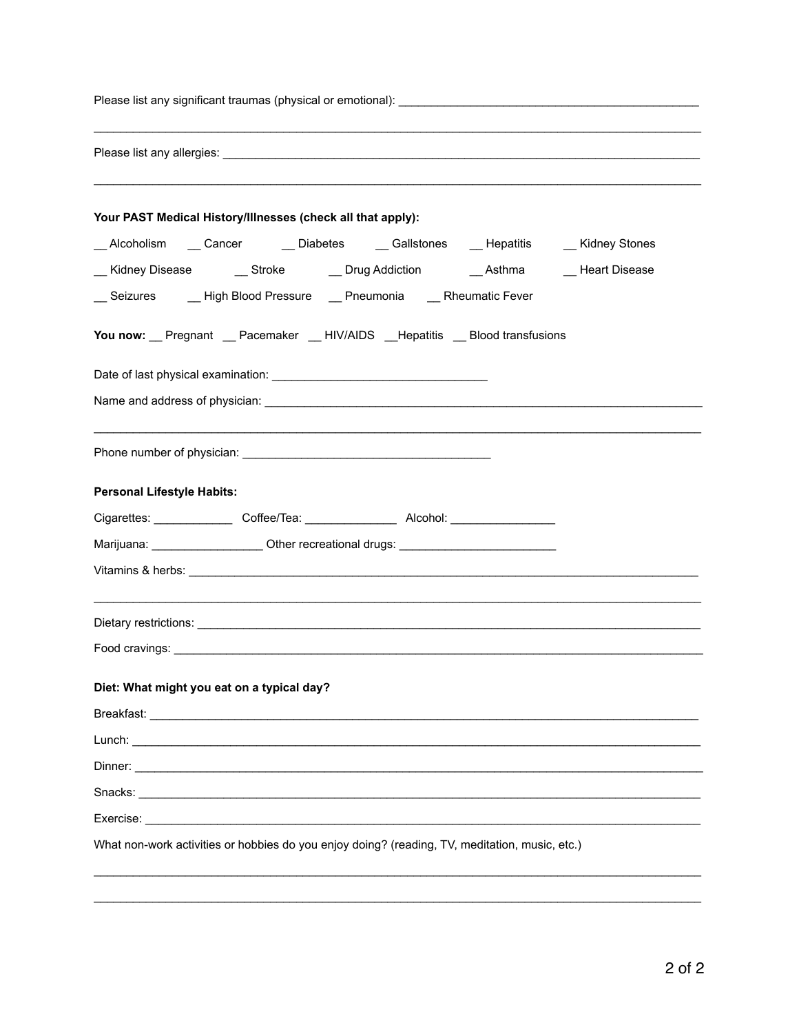Please list any significant traumas (physical or emotional): ______________________________________________

______________________________________________________________________________________________

Please list any allergies: ________________________________________________________________________

______________________________________________________________________________________________

**Your PAST Medical History/Illnesses (check all that apply):**

__ Alcoholism __ Cancer __ Diabetes __ Gallstones __ Hepatitis __ Kidney Stones

__ Kidney Disease __ Stroke __ Drug Addiction __ Asthma __ Heart Disease

__ Seizures __ High Blood Pressure __ Pneumonia __ Rheumatic Fever

**You now:** __ Pregnant __ Pacemaker __ HIV/AIDS __Hepatitis __ Blood transfusions

Date of last physical examination: ________________________________

Name and address of physician: _____________________________________________________________________

______________________________________________________________________________________________

Phone number of physician: ______________________________________

**Personal Lifestyle Habits:**

Cigarettes: ____________ Coffee/Tea: ______________ Alcohol: ________________

Marijuana: _________________ Other recreational drugs: ________________________

Vitamins & herbs: __________________________________________________________________________

______________________________________________________________________________________________

Dietary restrictions: ________________________________________________________________________

Food cravings: _____________________________________________________________________________

**Diet: What might you eat on a typical day?**

Breakfast: _________________________________________________________________________________

Lunch: ____________________________________________________________________________________

Dinner: ___________________________________________________________________________________

Snacks: ___________________________________________________________________________________

Exercise: _________________________________________________________________________________

What non-work activities or hobbies do you enjoy doing? (reading, TV, meditation, music, etc.)

______________________________________________________________________________________________

______________________________________________________________________________________________